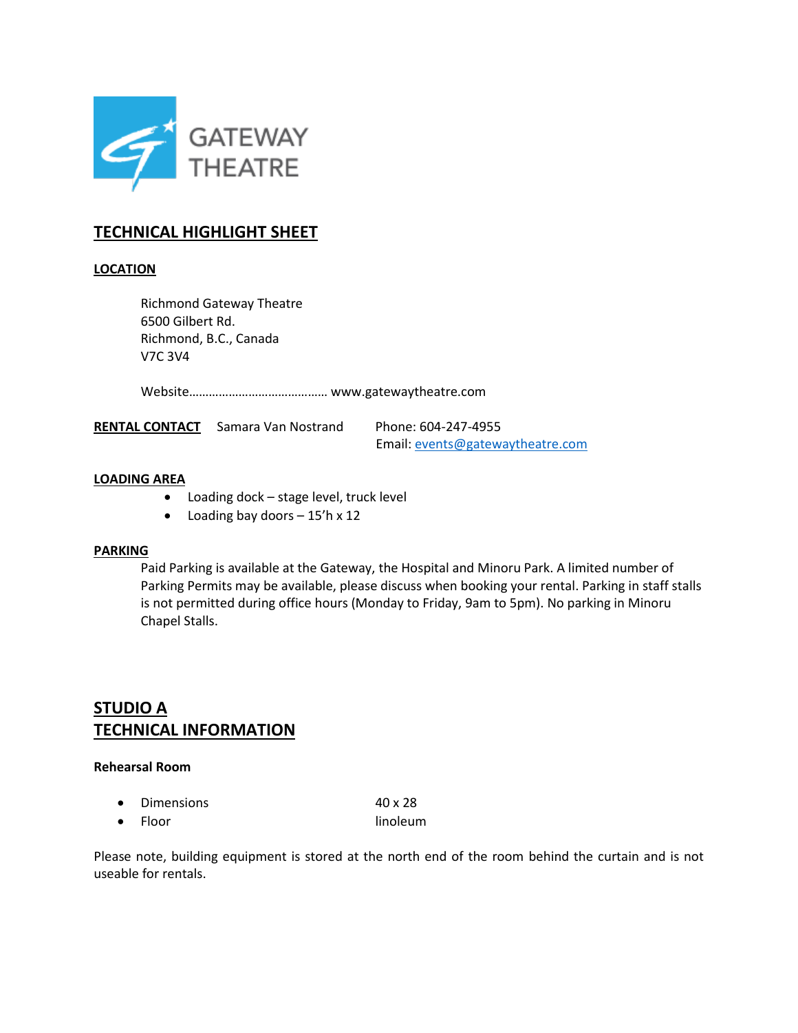GATEWAY THEATRE

## TECHNICAL HIGHLIGHT SHEET

### LOCATION

Richmond Gateway Theatre
6500 Gilbert Rd.
Richmond, B.C., Canada
V7C 3V4

Website…………………………………… www.gatewaytheatre.com

**RENTAL CONTACT** Samara Van Nostrand Phone: 604-247-4955
Email: events@gatewaytheatre.com

### LOADING AREA

- Loading dock – stage level, truck level
- Loading bay doors – 15'h x 12

### PARKING

Paid Parking is available at the Gateway, the Hospital and Minoru Park. A limited number of Parking Permits may be available, please discuss when booking your rental. Parking in staff stalls is not permitted during office hours (Monday to Friday, 9am to 5pm). No parking in Minoru Chapel Stalls.

## STUDIO A
## TECHNICAL INFORMATION

**Rehearsal Room**

- Dimensions 40 x 28
- Floor linoleum

Please note, building equipment is stored at the north end of the room behind the curtain and is not useable for rentals.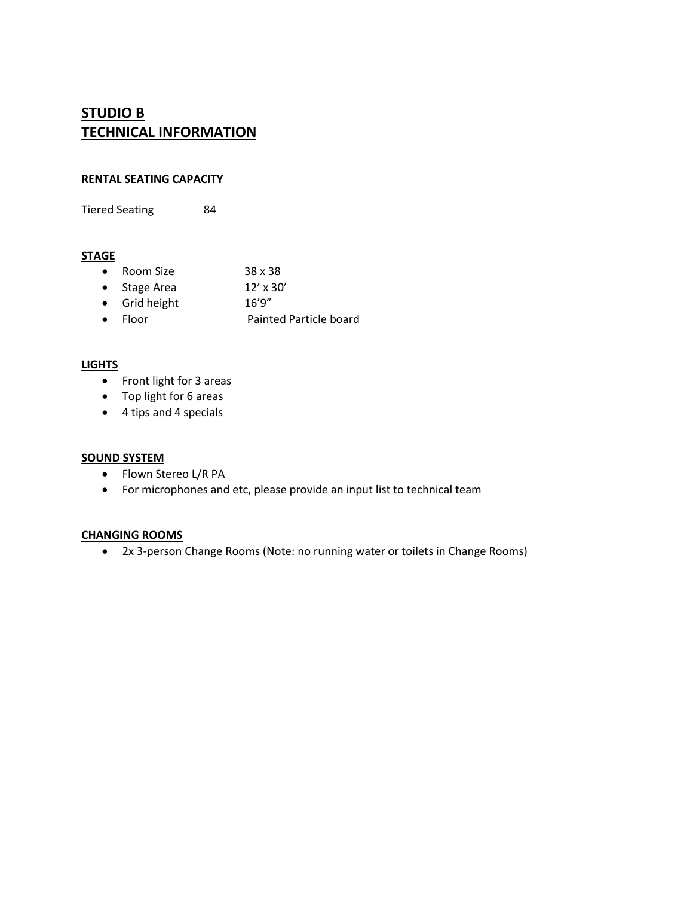# STUDIO B
# TECHNICAL INFORMATION

**RENTAL SEATING CAPACITY**

Tiered Seating 84

**STAGE**

- Room Size 38 x 38
- Stage Area 12' x 30'
- Grid height 16'9"
- Floor Painted Particle board

**LIGHTS**

- Front light for 3 areas
- Top light for 6 areas
- 4 tips and 4 specials

**SOUND SYSTEM**

- Flown Stereo L/R PA
- For microphones and etc, please provide an input list to technical team

**CHANGING ROOMS**

- 2x 3-person Change Rooms (Note: no running water or toilets in Change Rooms)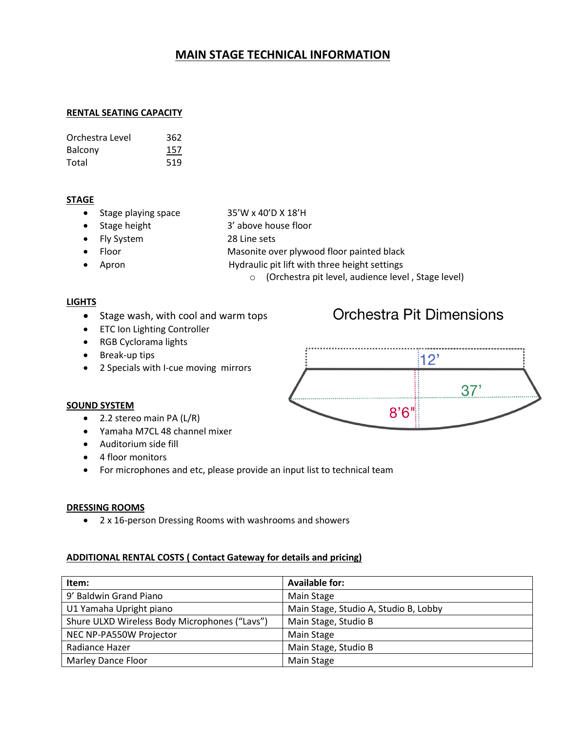# MAIN STAGE TECHNICAL INFORMATION

## RENTAL SEATING CAPACITY

| | |
|---|---|
| Orchestra Level | 362 |
| Balcony | 157 |
| Total | 519 |

## STAGE

- Stage playing space — 35’W x 40’D X 18’H
- Stage height — 3’ above house floor
- Fly System — 28 Line sets
- Floor — Masonite over plywood floor painted black
- Apron — Hydraulic pit lift with three height settings
  - (Orchestra pit level, audience level , Stage level)

## LIGHTS

- Stage wash, with cool and warm tops
- ETC Ion Lighting Controller
- RGB Cyclorama lights
- Break-up tips
- 2 Specials with I-cue moving mirrors

Orchestra Pit Dimensions

12’

37’

8’6"

## SOUND SYSTEM

- 2.2 stereo main PA (L/R)
- Yamaha M7CL 48 channel mixer
- Auditorium side fill
- 4 floor monitors
- For microphones and etc, please provide an input list to technical team

## DRESSING ROOMS

- 2 x 16-person Dressing Rooms with washrooms and showers

## ADDITIONAL RENTAL COSTS ( Contact Gateway for details and pricing)

| Item: | Available for: |
|---|---|
| 9’ Baldwin Grand Piano | Main Stage |
| U1 Yamaha Upright piano | Main Stage, Studio A, Studio B, Lobby |
| Shure ULXD Wireless Body Microphones (“Lavs”) | Main Stage, Studio B |
| NEC NP-PA550W Projector | Main Stage |
| Radiance Hazer | Main Stage, Studio B |
| Marley Dance Floor | Main Stage |